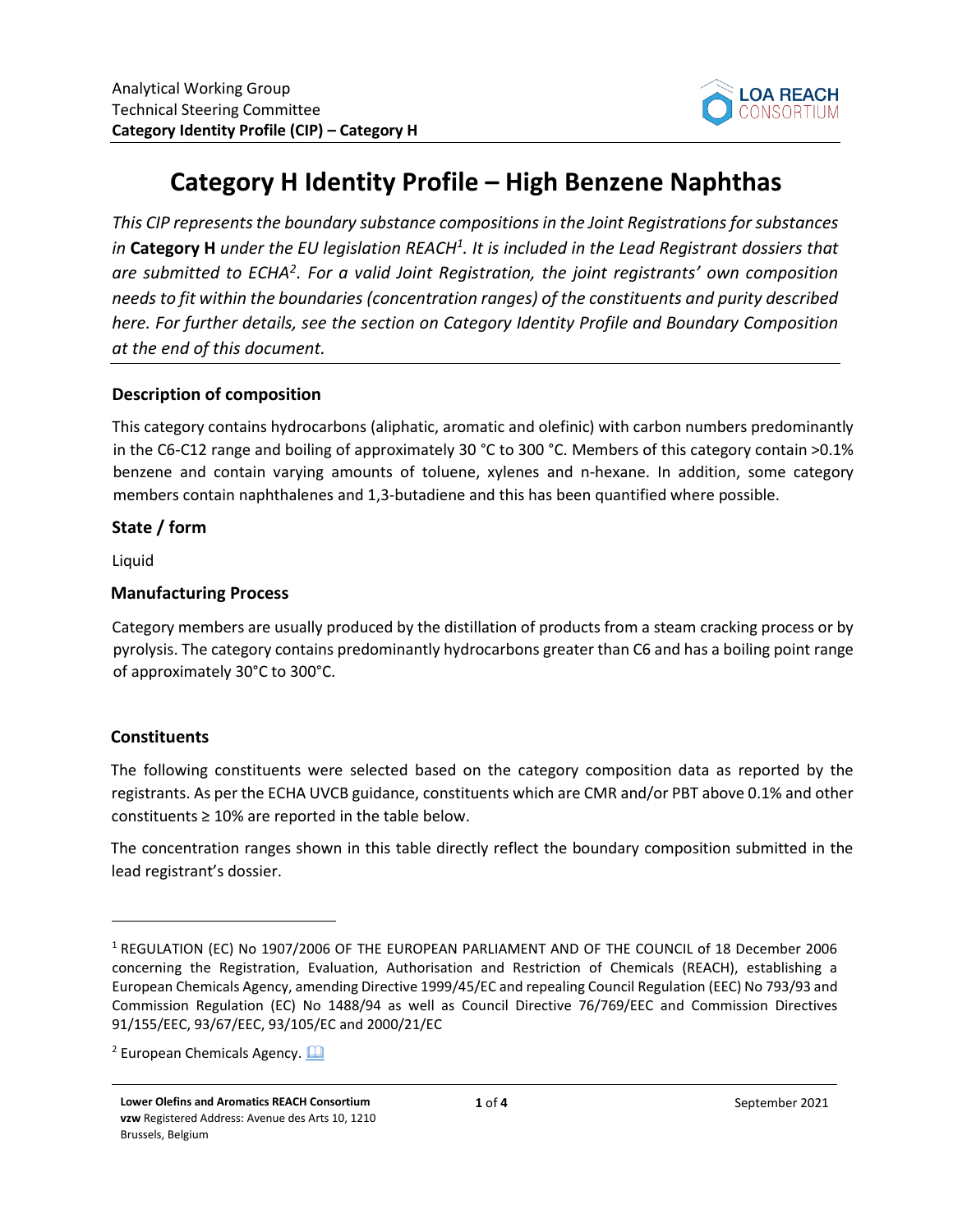# Category H Identity Profile – High Benzene Naphthas

*This CIP represents the boundary substance compositions in the Joint Registrations for substances in* **Category H** *under the EU legislation REACH*[1]*. It is included in the Lead Registrant dossiers that are submitted to ECHA*[2]*. For a valid Joint Registration, the joint registrants' own composition needs to fit within the boundaries (concentration ranges) of the constituents and purity described here. For further details, see the section on Category Identity Profile and Boundary Composition at the end of this document.*

### Description of composition

This category contains hydrocarbons (aliphatic, aromatic and olefinic) with carbon numbers predominantly in the C6-C12 range and boiling of approximately 30 °C to 300 °C. Members of this category contain >0.1% benzene and contain varying amounts of toluene, xylenes and n-hexane. In addition, some category members contain naphthalenes and 1,3-butadiene and this has been quantified where possible.

### State / form

Liquid

### Manufacturing Process

Category members are usually produced by the distillation of products from a steam cracking process or by pyrolysis. The category contains predominantly hydrocarbons greater than C6 and has a boiling point range of approximately 30°C to 300°C.

### Constituents

The following constituents were selected based on the category composition data as reported by the registrants. As per the ECHA UVCB guidance, constituents which are CMR and/or PBT above 0.1% and other constituents ≥ 10% are reported in the table below.

The concentration ranges shown in this table directly reflect the boundary composition submitted in the lead registrant's dossier.

---

[1] REGULATION (EC) No 1907/2006 OF THE EUROPEAN PARLIAMENT AND OF THE COUNCIL of 18 December 2006 concerning the Registration, Evaluation, Authorisation and Restriction of Chemicals (REACH), establishing a European Chemicals Agency, amending Directive 1999/45/EC and repealing Council Regulation (EEC) No 793/93 and Commission Regulation (EC) No 1488/94 as well as Council Directive 76/769/EEC and Commission Directives 91/155/EEC, 93/67/EEC, 93/105/EC and 2000/21/EC

[2] European Chemicals Agency.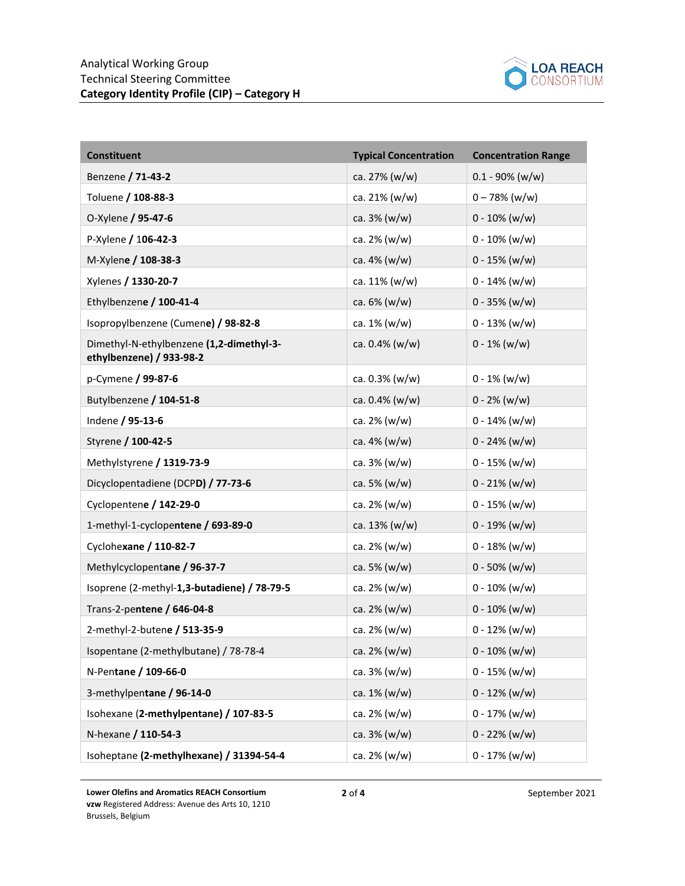| Constituent | Typical Concentration | Concentration Range |
|---|---|---|
| Benzene / 71-43-2 | ca. 27% (w/w) | 0.1 - 90% (w/w) |
| Toluene / 108-88-3 | ca. 21% (w/w) | 0 – 78% (w/w) |
| O-Xylene / 95-47-6 | ca. 3% (w/w) | 0 - 10% (w/w) |
| P-Xylene / 106-42-3 | ca. 2% (w/w) | 0 - 10% (w/w) |
| M-Xylene / 108-38-3 | ca. 4% (w/w) | 0 - 15% (w/w) |
| Xylenes / 1330-20-7 | ca. 11% (w/w) | 0 - 14% (w/w) |
| Ethylbenzene / 100-41-4 | ca. 6% (w/w) | 0 - 35% (w/w) |
| Isopropylbenzene (Cumene) / 98-82-8 | ca. 1% (w/w) | 0 - 13% (w/w) |
| Dimethyl-N-ethylbenzene (1,2-dimethyl-3-ethylbenzene) / 933-98-2 | ca. 0.4% (w/w) | 0 - 1% (w/w) |
| p-Cymene / 99-87-6 | ca. 0.3% (w/w) | 0 - 1% (w/w) |
| Butylbenzene / 104-51-8 | ca. 0.4% (w/w) | 0 - 2% (w/w) |
| Indene / 95-13-6 | ca. 2% (w/w) | 0 - 14% (w/w) |
| Styrene / 100-42-5 | ca. 4% (w/w) | 0 - 24% (w/w) |
| Methylstyrene / 1319-73-9 | ca. 3% (w/w) | 0 - 15% (w/w) |
| Dicyclopentadiene (DCPD) / 77-73-6 | ca. 5% (w/w) | 0 - 21% (w/w) |
| Cyclopentene / 142-29-0 | ca. 2% (w/w) | 0 - 15% (w/w) |
| 1-methyl-1-cyclopentene / 693-89-0 | ca. 13% (w/w) | 0 - 19% (w/w) |
| Cyclohexane / 110-82-7 | ca. 2% (w/w) | 0 - 18% (w/w) |
| Methylcyclopentane / 96-37-7 | ca. 5% (w/w) | 0 - 50% (w/w) |
| Isoprene (2-methyl-1,3-butadiene) / 78-79-5 | ca. 2% (w/w) | 0 - 10% (w/w) |
| Trans-2-pentene / 646-04-8 | ca. 2% (w/w) | 0 - 10% (w/w) |
| 2-methyl-2-butene / 513-35-9 | ca. 2% (w/w) | 0 - 12% (w/w) |
| Isopentane (2-methylbutane) / 78-78-4 | ca. 2% (w/w) | 0 - 10% (w/w) |
| N-Pentane / 109-66-0 | ca. 3% (w/w) | 0 - 15% (w/w) |
| 3-methylpentane / 96-14-0 | ca. 1% (w/w) | 0 - 12% (w/w) |
| Isohexane (2-methylpentane) / 107-83-5 | ca. 2% (w/w) | 0 - 17% (w/w) |
| N-hexane / 110-54-3 | ca. 3% (w/w) | 0 - 22% (w/w) |
| Isoheptane (2-methylhexane) / 31394-54-4 | ca. 2% (w/w) | 0 - 17% (w/w) |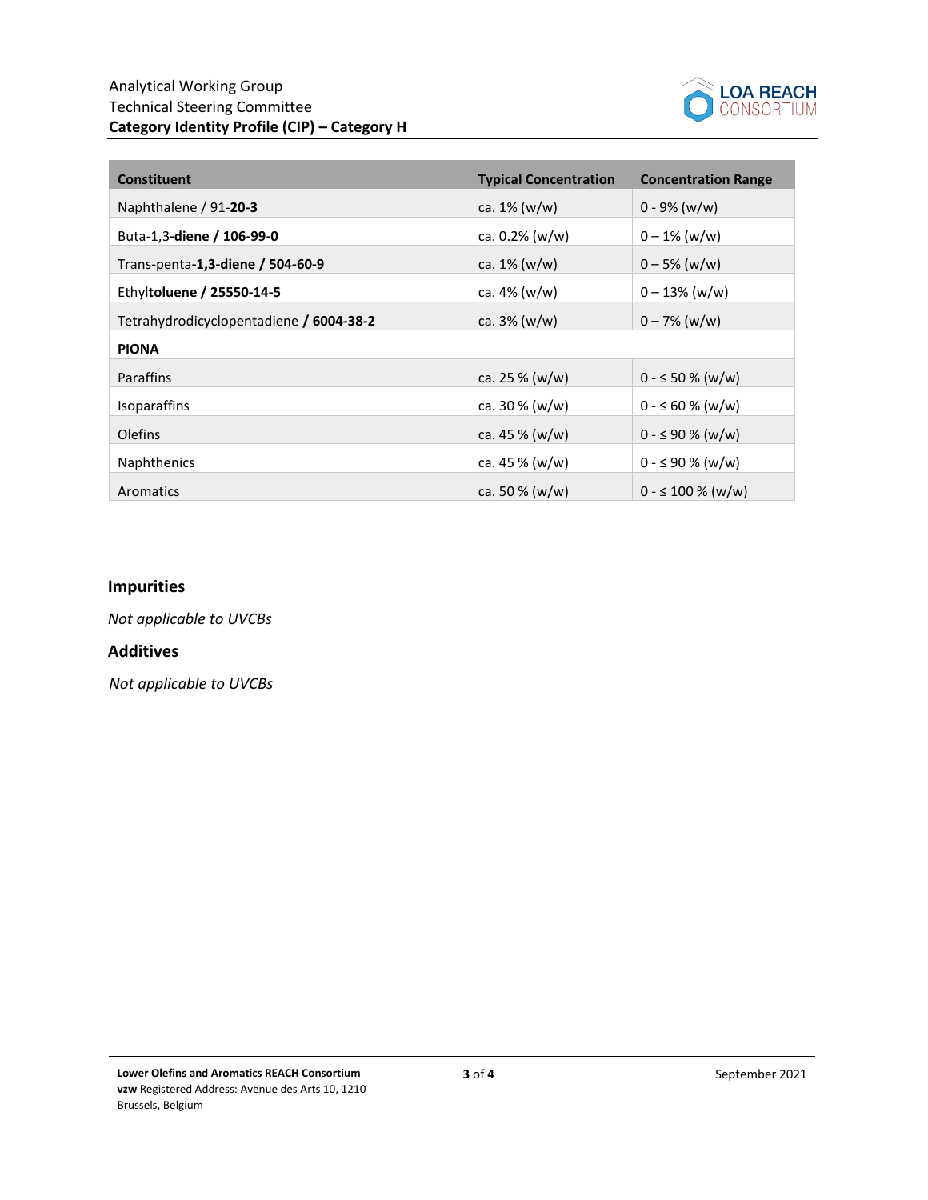| Constituent | Typical Concentration | Concentration Range |
|---|---|---|
| Naphthalene / 91-**20-3** | ca. 1% (w/w) | 0 - 9% (w/w) |
| Buta-1,3**-diene / 106-99-0** | ca. 0.2% (w/w) | 0 – 1% (w/w) |
| Trans-penta**-1,3-diene / 504-60-9** | ca. 1% (w/w) | 0 – 5% (w/w) |
| Ethyl**toluene / 25550-14-5** | ca. 4% (w/w) | 0 – 13% (w/w) |
| Tetrahydrodicyclopentadiene **/ 6004-38-2** | ca. 3% (w/w) | 0 – 7% (w/w) |
| **PIONA** | | |
| Paraffins | ca. 25 % (w/w) | 0 - ≤ 50 % (w/w) |
| Isoparaffins | ca. 30 % (w/w) | 0 - ≤ 60 % (w/w) |
| Olefins | ca. 45 % (w/w) | 0 - ≤ 90 % (w/w) |
| Naphthenics | ca. 45 % (w/w) | 0 - ≤ 90 % (w/w) |
| Aromatics | ca. 50 % (w/w) | 0 - ≤ 100 % (w/w) |

## Impurities

*Not applicable to UVCBs*

## Additives

*Not applicable to UVCBs*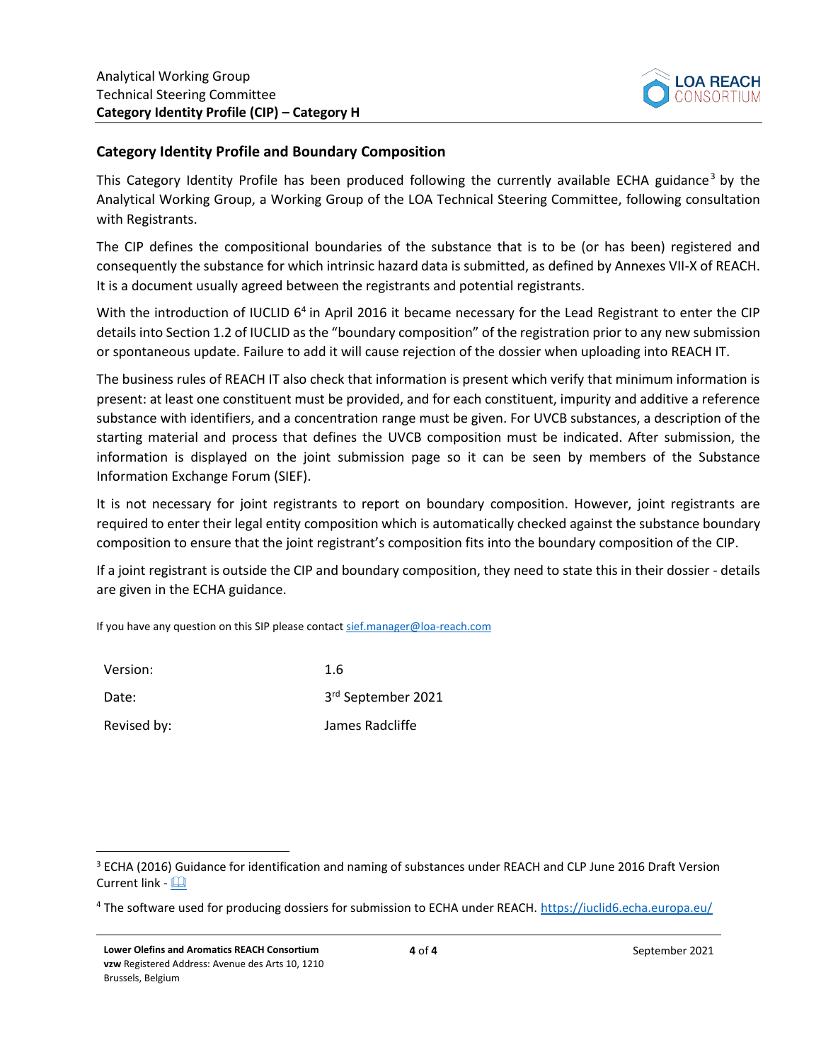## Category Identity Profile and Boundary Composition

This Category Identity Profile has been produced following the currently available ECHA guidance[3] by the Analytical Working Group, a Working Group of the LOA Technical Steering Committee, following consultation with Registrants.

The CIP defines the compositional boundaries of the substance that is to be (or has been) registered and consequently the substance for which intrinsic hazard data is submitted, as defined by Annexes VII-X of REACH. It is a document usually agreed between the registrants and potential registrants.

With the introduction of IUCLID 6[4] in April 2016 it became necessary for the Lead Registrant to enter the CIP details into Section 1.2 of IUCLID as the "boundary composition" of the registration prior to any new submission or spontaneous update. Failure to add it will cause rejection of the dossier when uploading into REACH IT.

The business rules of REACH IT also check that information is present which verify that minimum information is present: at least one constituent must be provided, and for each constituent, impurity and additive a reference substance with identifiers, and a concentration range must be given. For UVCB substances, a description of the starting material and process that defines the UVCB composition must be indicated. After submission, the information is displayed on the joint submission page so it can be seen by members of the Substance Information Exchange Forum (SIEF).

It is not necessary for joint registrants to report on boundary composition. However, joint registrants are required to enter their legal entity composition which is automatically checked against the substance boundary composition to ensure that the joint registrant's composition fits into the boundary composition of the CIP.

If a joint registrant is outside the CIP and boundary composition, they need to state this in their dossier - details are given in the ECHA guidance.

If you have any question on this SIP please contact sief.manager@loa-reach.com

| | |
|---|---|
| Version: | 1.6 |
| Date: | 3rd September 2021 |
| Revised by: | James Radcliffe |

[3] ECHA (2016) Guidance for identification and naming of substances under REACH and CLP June 2016 Draft Version Current link - 📖

[4] The software used for producing dossiers for submission to ECHA under REACH. https://iuclid6.echa.europa.eu/